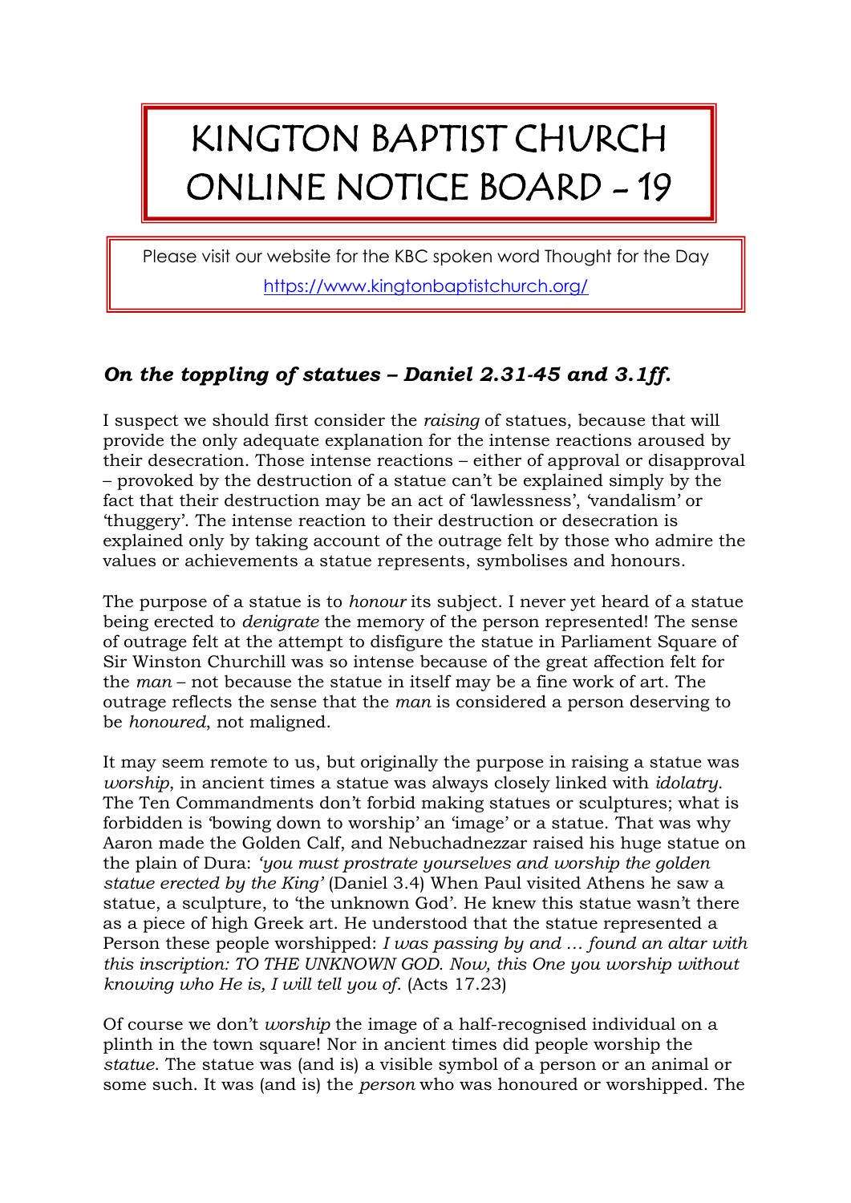# KINGTON BAPTIST CHURCH ONLINE NOTICE BOARD - 19

Please visit our website for the KBC spoken word Thought for the Day
https://www.kingtonbaptistchurch.org/

## *On the toppling of statues – Daniel 2.31-45 and 3.1ff.*

I suspect we should first consider the *raising* of statues, because that will provide the only adequate explanation for the intense reactions aroused by their desecration. Those intense reactions – either of approval or disapproval – provoked by the destruction of a statue can't be explained simply by the fact that their destruction may be an act of 'lawlessness', 'vandalism' or 'thuggery'. The intense reaction to their destruction or desecration is explained only by taking account of the outrage felt by those who admire the values or achievements a statue represents, symbolises and honours.

The purpose of a statue is to *honour* its subject. I never yet heard of a statue being erected to *denigrate* the memory of the person represented! The sense of outrage felt at the attempt to disfigure the statue in Parliament Square of Sir Winston Churchill was so intense because of the great affection felt for the *man* – not because the statue in itself may be a fine work of art. The outrage reflects the sense that the *man* is considered a person deserving to be *honoured*, not maligned.

It may seem remote to us, but originally the purpose in raising a statue was *worship*, in ancient times a statue was always closely linked with *idolatry*. The Ten Commandments don't forbid making statues or sculptures; what is forbidden is 'bowing down to worship' an 'image' or a statue. That was why Aaron made the Golden Calf, and Nebuchadnezzar raised his huge statue on the plain of Dura: *'you must prostrate yourselves and worship the golden statue erected by the King'* (Daniel 3.4) When Paul visited Athens he saw a statue, a sculpture, to 'the unknown God'. He knew this statue wasn't there as a piece of high Greek art. He understood that the statue represented a Person these people worshipped: *I was passing by and … found an altar with this inscription: TO THE UNKNOWN GOD. Now, this One you worship without knowing who He is, I will tell you of.* (Acts 17.23)

Of course we don't *worship* the image of a half-recognised individual on a plinth in the town square! Nor in ancient times did people worship the *statue*. The statue was (and is) a visible symbol of a person or an animal or some such. It was (and is) the *person* who was honoured or worshipped. The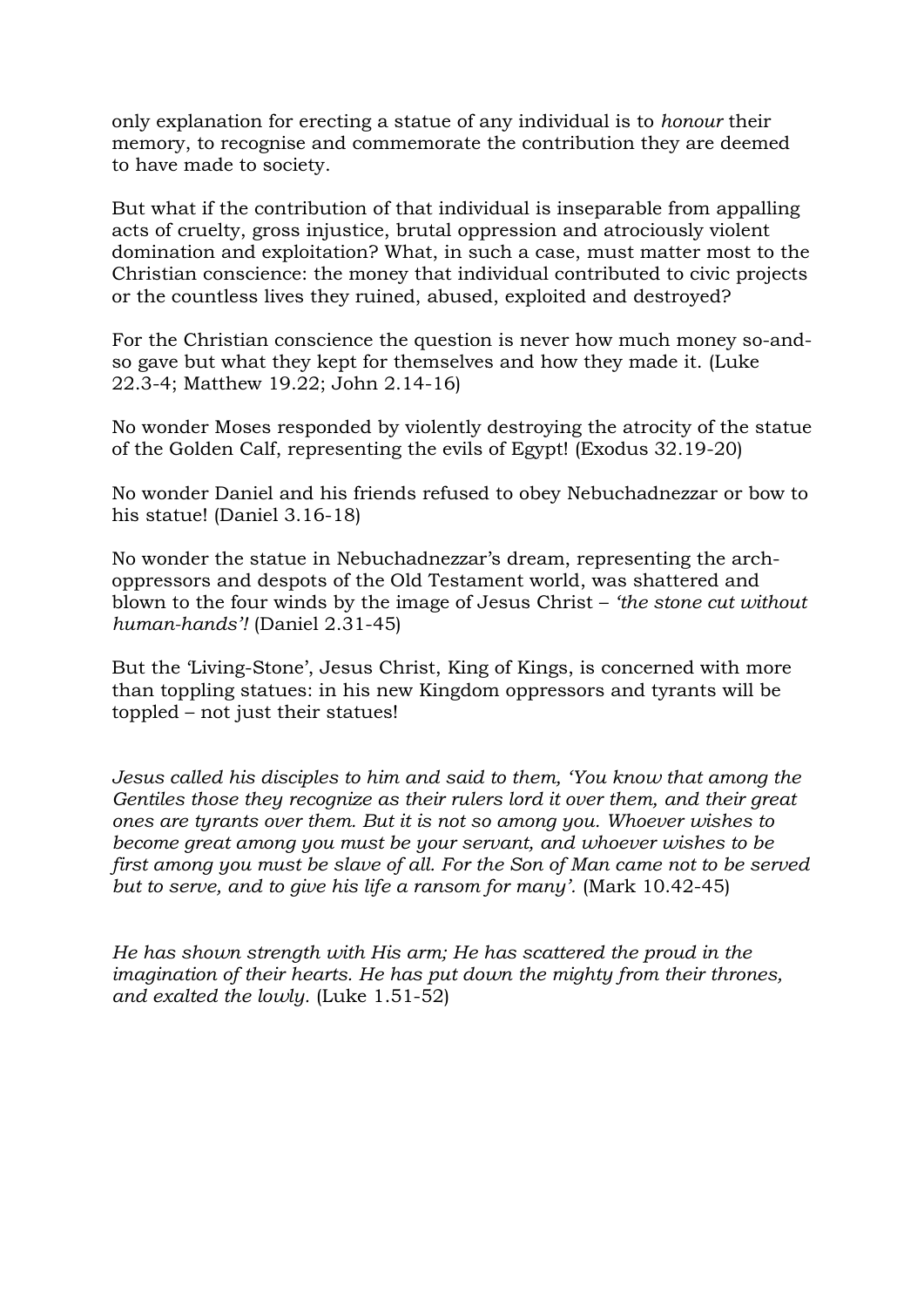only explanation for erecting a statue of any individual is to *honour* their memory, to recognise and commemorate the contribution they are deemed to have made to society.

But what if the contribution of that individual is inseparable from appalling acts of cruelty, gross injustice, brutal oppression and atrociously violent domination and exploitation? What, in such a case, must matter most to the Christian conscience: the money that individual contributed to civic projects or the countless lives they ruined, abused, exploited and destroyed?

For the Christian conscience the question is never how much money so-and-so gave but what they kept for themselves and how they made it. (Luke 22.3-4; Matthew 19.22; John 2.14-16)

No wonder Moses responded by violently destroying the atrocity of the statue of the Golden Calf, representing the evils of Egypt! (Exodus 32.19-20)

No wonder Daniel and his friends refused to obey Nebuchadnezzar or bow to his statue! (Daniel 3.16-18)

No wonder the statue in Nebuchadnezzar's dream, representing the arch-oppressors and despots of the Old Testament world, was shattered and blown to the four winds by the image of Jesus Christ – *'the stone cut without human-hands'!* (Daniel 2.31-45)

But the 'Living-Stone', Jesus Christ, King of Kings, is concerned with more than toppling statues: in his new Kingdom oppressors and tyrants will be toppled – not just their statues!

*Jesus called his disciples to him and said to them, 'You know that among the Gentiles those they recognize as their rulers lord it over them, and their great ones are tyrants over them. But it is not so among you. Whoever wishes to become great among you must be your servant, and whoever wishes to be first among you must be slave of all. For the Son of Man came not to be served but to serve, and to give his life a ransom for many'.* (Mark 10.42-45)

*He has shown strength with His arm; He has scattered the proud in the imagination of their hearts. He has put down the mighty from their thrones, and exalted the lowly.* (Luke 1.51-52)